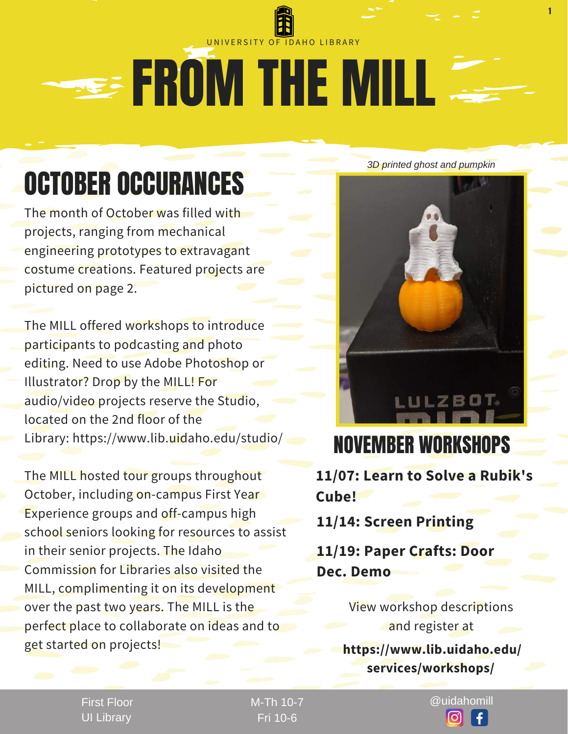UNIVERSITY OF IDAHO LIBRARY

# FROM THE MILL

## OCTOBER OCCURANCES

The month of October was filled with projects, ranging from mechanical engineering prototypes to extravagant costume creations. Featured projects are pictured on page 2.

The MILL offered workshops to introduce participants to podcasting and photo editing. Need to use Adobe Photoshop or Illustrator? Drop by the MILL! For audio/video projects reserve the Studio, located on the 2nd floor of the Library: https://www.lib.uidaho.edu/studio/

The MILL hosted tour groups throughout October, including on-campus First Year Experience groups and off-campus high school seniors looking for resources to assist in their senior projects. The Idaho Commission for Libraries also visited the MILL, complimenting it on its development over the past two years. The MILL is the perfect place to collaborate on ideas and to get started on projects!

*3D printed ghost and pumpkin*

## NOVEMBER WORKSHOPS

**11/07: Learn to Solve a Rubik's Cube!**

**11/14: Screen Printing**

**11/19: Paper Crafts: Door Dec. Demo**

View workshop descriptions and register at

**https://www.lib.uidaho.edu/services/workshops/**

First Floor
UI Library

M-Th 10-7
Fri 10-6

@uidahomill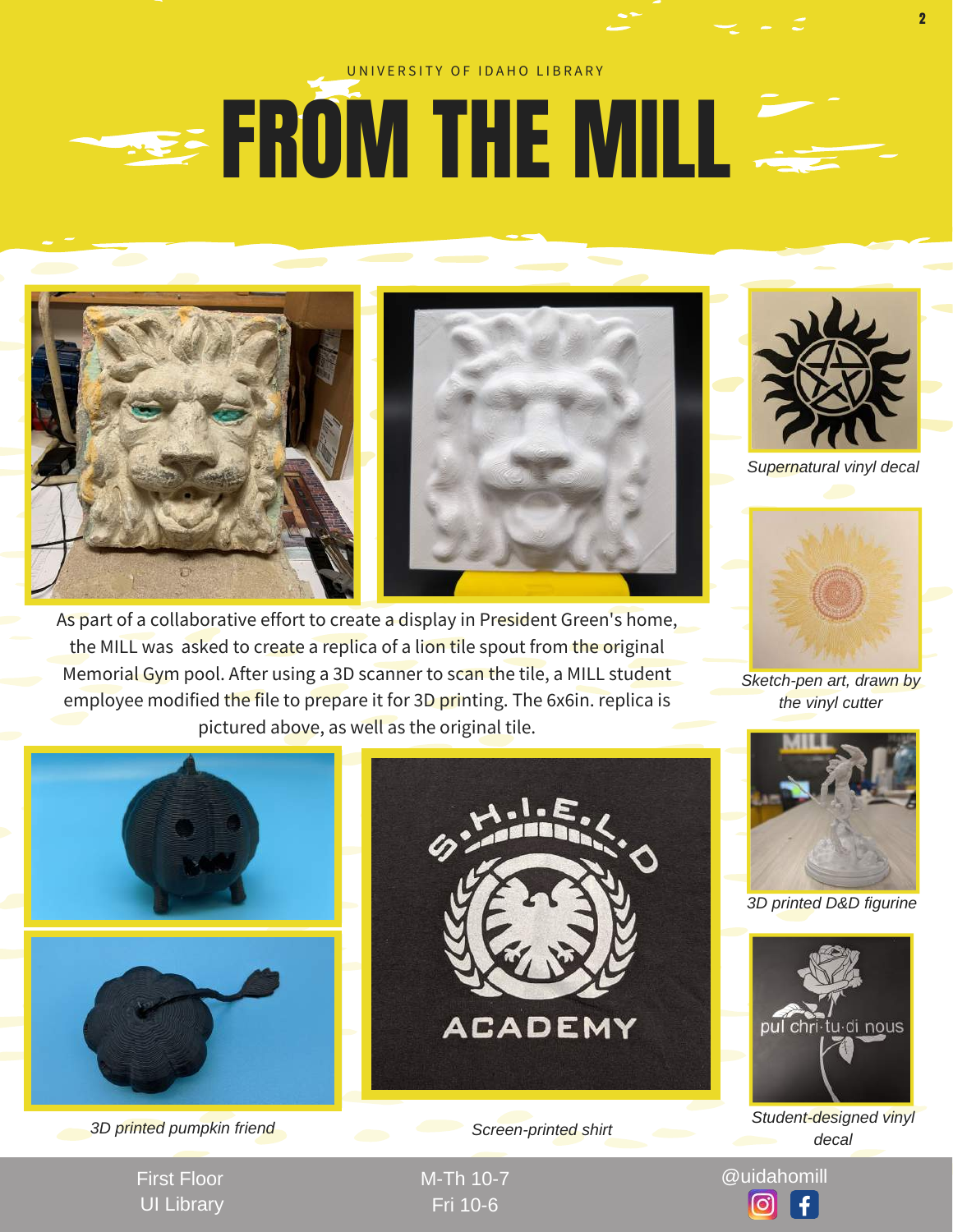UNIVERSITY OF IDAHO LIBRARY

# FROM THE MILL

As part of a collaborative effort to create a display in President Green's home, the MILL was asked to create a replica of a lion tile spout from the original Memorial Gym pool. After using a 3D scanner to scan the tile, a MILL student employee modified the file to prepare it for 3D printing. The 6x6in. replica is pictured above, as well as the original tile.

*Supernatural vinyl decal*

*Sketch-pen art, drawn by the vinyl cutter*

*3D printed D&D figurine*

*Student-designed vinyl decal*

*3D printed pumpkin friend*

*Screen-printed shirt*

First Floor
UI Library

M-Th 10-7
Fri 10-6

@uidahomill